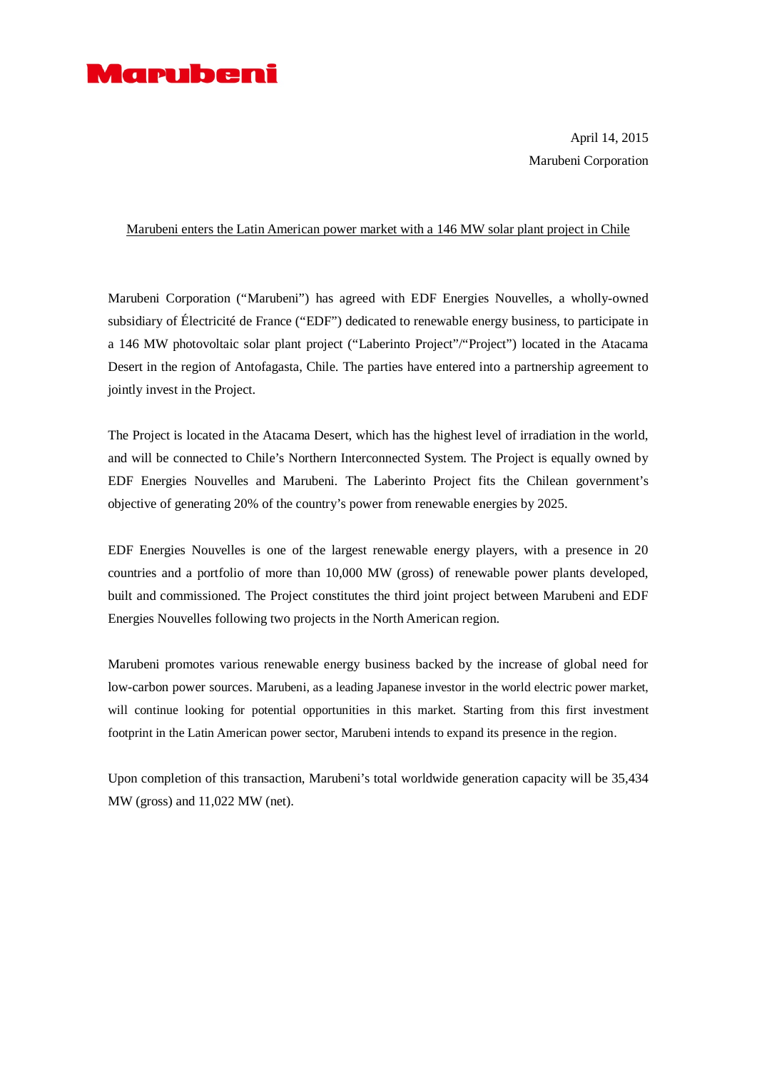Marubeni

April 14, 2015
Marubeni Corporation

Marubeni enters the Latin American power market with a 146 MW solar plant project in Chile

Marubeni Corporation ("Marubeni") has agreed with EDF Energies Nouvelles, a wholly-owned subsidiary of Électricité de France ("EDF") dedicated to renewable energy business, to participate in a 146 MW photovoltaic solar plant project ("Laberinto Project"/"Project") located in the Atacama Desert in the region of Antofagasta, Chile. The parties have entered into a partnership agreement to jointly invest in the Project.

The Project is located in the Atacama Desert, which has the highest level of irradiation in the world, and will be connected to Chile's Northern Interconnected System. The Project is equally owned by EDF Energies Nouvelles and Marubeni. The Laberinto Project fits the Chilean government's objective of generating 20% of the country's power from renewable energies by 2025.

EDF Energies Nouvelles is one of the largest renewable energy players, with a presence in 20 countries and a portfolio of more than 10,000 MW (gross) of renewable power plants developed, built and commissioned. The Project constitutes the third joint project between Marubeni and EDF Energies Nouvelles following two projects in the North American region.

Marubeni promotes various renewable energy business backed by the increase of global need for low-carbon power sources. Marubeni, as a leading Japanese investor in the world electric power market, will continue looking for potential opportunities in this market. Starting from this first investment footprint in the Latin American power sector, Marubeni intends to expand its presence in the region.

Upon completion of this transaction, Marubeni's total worldwide generation capacity will be 35,434 MW (gross) and 11,022 MW (net).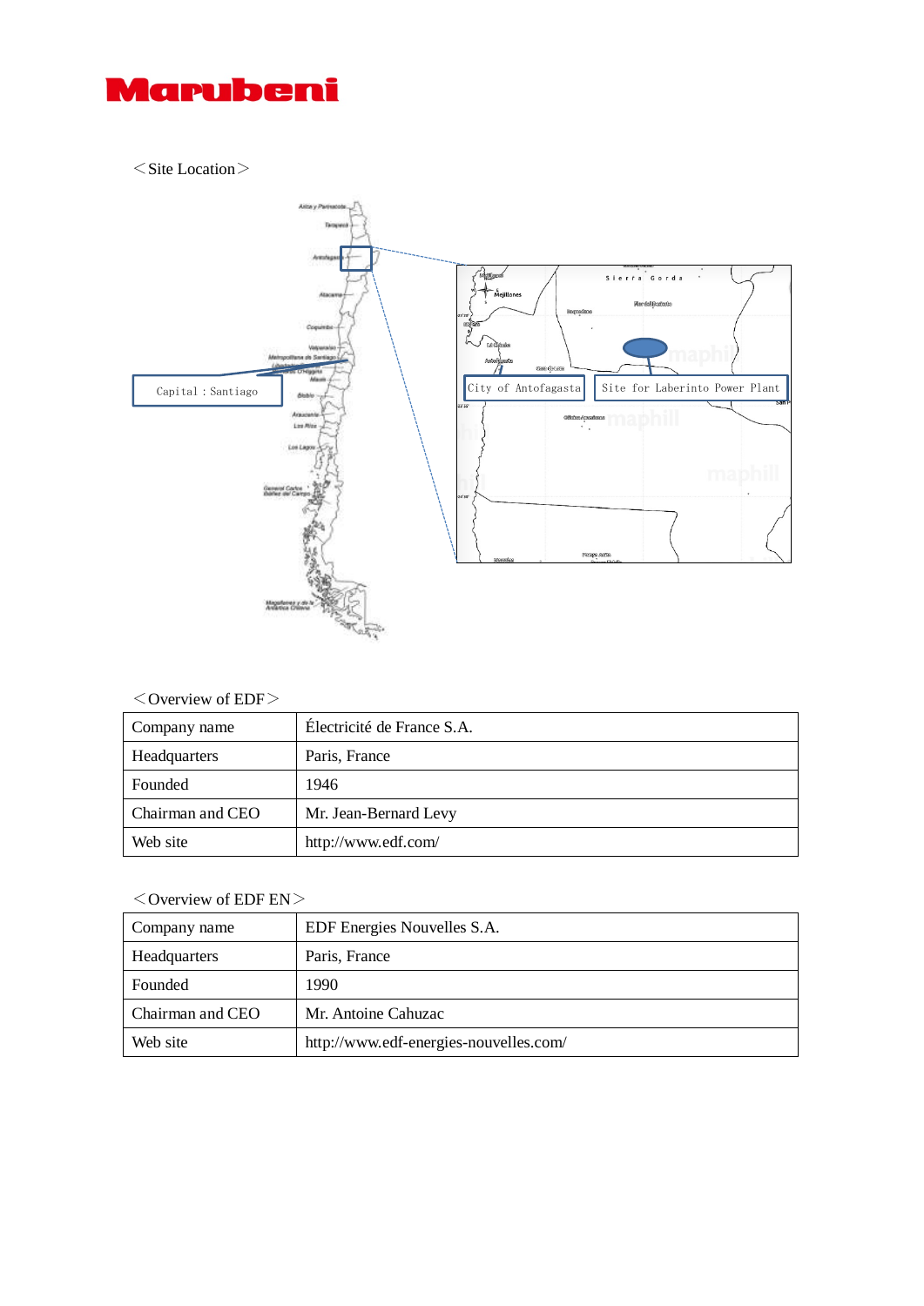Marubeni

＜Site Location＞

Capital : Santiago

City of Antofagasta

Site for Laberinto Power Plant

＜Overview of EDF＞

| | |
|---|---|
| Company name | Électricité de France S.A. |
| Headquarters | Paris, France |
| Founded | 1946 |
| Chairman and CEO | Mr. Jean-Bernard Levy |
| Web site | http://www.edf.com/ |

＜Overview of EDF EN＞

| | |
|---|---|
| Company name | EDF Energies Nouvelles S.A. |
| Headquarters | Paris, France |
| Founded | 1990 |
| Chairman and CEO | Mr. Antoine Cahuzac |
| Web site | http://www.edf-energies-nouvelles.com/ |